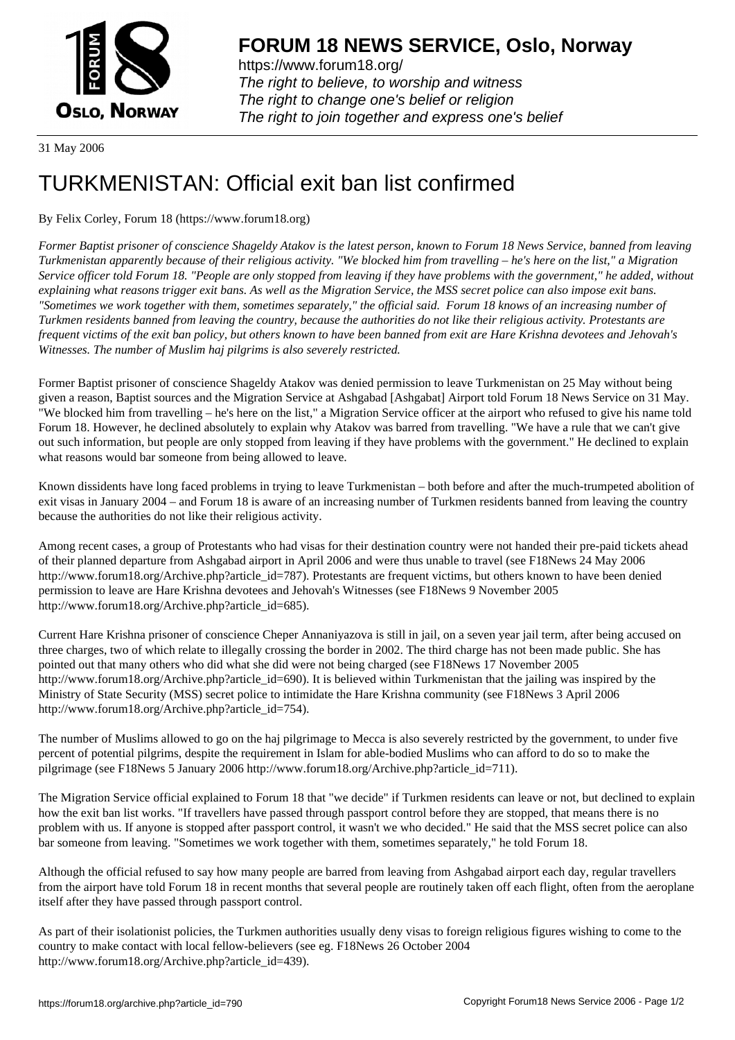# FORUM 18 NEWS SERVICE, Oslo, Norway

https://www.forum18.org/
*The right to believe, to worship and witness*
*The right to change one's belief or religion*
*The right to join together and express one's belief*

31 May 2006

# TURKMENISTAN: Official exit ban list confirmed

By Felix Corley, Forum 18 (https://www.forum18.org)

*Former Baptist prisoner of conscience Shageldy Atakov is the latest person, known to Forum 18 News Service, banned from leaving Turkmenistan apparently because of their religious activity. "We blocked him from travelling – he's here on the list," a Migration Service officer told Forum 18. "People are only stopped from leaving if they have problems with the government," he added, without explaining what reasons trigger exit bans. As well as the Migration Service, the MSS secret police can also impose exit bans. "Sometimes we work together with them, sometimes separately," the official said. Forum 18 knows of an increasing number of Turkmen residents banned from leaving the country, because the authorities do not like their religious activity. Protestants are frequent victims of the exit ban policy, but others known to have been banned from exit are Hare Krishna devotees and Jehovah's Witnesses. The number of Muslim haj pilgrims is also severely restricted.*

Former Baptist prisoner of conscience Shageldy Atakov was denied permission to leave Turkmenistan on 25 May without being given a reason, Baptist sources and the Migration Service at Ashgabad [Ashgabat] Airport told Forum 18 News Service on 31 May. "We blocked him from travelling – he's here on the list," a Migration Service officer at the airport who refused to give his name told Forum 18. However, he declined absolutely to explain why Atakov was barred from travelling. "We have a rule that we can't give out such information, but people are only stopped from leaving if they have problems with the government." He declined to explain what reasons would bar someone from being allowed to leave.

Known dissidents have long faced problems in trying to leave Turkmenistan – both before and after the much-trumpeted abolition of exit visas in January 2004 – and Forum 18 is aware of an increasing number of Turkmen residents banned from leaving the country because the authorities do not like their religious activity.

Among recent cases, a group of Protestants who had visas for their destination country were not handed their pre-paid tickets ahead of their planned departure from Ashgabad airport in April 2006 and were thus unable to travel (see F18News 24 May 2006 http://www.forum18.org/Archive.php?article_id=787). Protestants are frequent victims, but others known to have been denied permission to leave are Hare Krishna devotees and Jehovah's Witnesses (see F18News 9 November 2005 http://www.forum18.org/Archive.php?article_id=685).

Current Hare Krishna prisoner of conscience Cheper Annaniyazova is still in jail, on a seven year jail term, after being accused on three charges, two of which relate to illegally crossing the border in 2002. The third charge has not been made public. She has pointed out that many others who did what she did were not being charged (see F18News 17 November 2005 http://www.forum18.org/Archive.php?article_id=690). It is believed within Turkmenistan that the jailing was inspired by the Ministry of State Security (MSS) secret police to intimidate the Hare Krishna community (see F18News 3 April 2006 http://www.forum18.org/Archive.php?article_id=754).

The number of Muslims allowed to go on the haj pilgrimage to Mecca is also severely restricted by the government, to under five percent of potential pilgrims, despite the requirement in Islam for able-bodied Muslims who can afford to do so to make the pilgrimage (see F18News 5 January 2006 http://www.forum18.org/Archive.php?article_id=711).

The Migration Service official explained to Forum 18 that "we decide" if Turkmen residents can leave or not, but declined to explain how the exit ban list works. "If travellers have passed through passport control before they are stopped, that means there is no problem with us. If anyone is stopped after passport control, it wasn't we who decided." He said that the MSS secret police can also bar someone from leaving. "Sometimes we work together with them, sometimes separately," he told Forum 18.

Although the official refused to say how many people are barred from leaving from Ashgabad airport each day, regular travellers from the airport have told Forum 18 in recent months that several people are routinely taken off each flight, often from the aeroplane itself after they have passed through passport control.

As part of their isolationist policies, the Turkmen authorities usually deny visas to foreign religious figures wishing to come to the country to make contact with local fellow-believers (see eg. F18News 26 October 2004 http://www.forum18.org/Archive.php?article_id=439).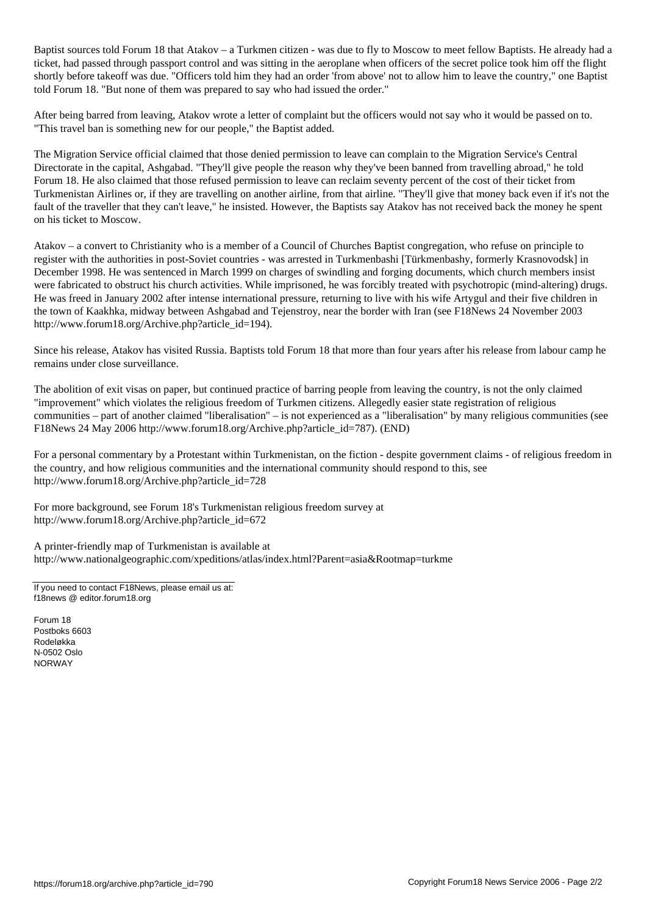Baptist sources told Forum 18 that Atakov – a Turkmen citizen - was due to fly to Moscow to meet fellow Baptists. He already had a ticket, had passed through passport control and was sitting in the aeroplane when officers of the secret police took him off the flight shortly before takeoff was due. "Officers told him they had an order 'from above' not to allow him to leave the country," one Baptist told Forum 18. "But none of them was prepared to say who had issued the order."

After being barred from leaving, Atakov wrote a letter of complaint but the officers would not say who it would be passed on to. "This travel ban is something new for our people," the Baptist added.

The Migration Service official claimed that those denied permission to leave can complain to the Migration Service's Central Directorate in the capital, Ashgabad. "They'll give people the reason why they've been banned from travelling abroad," he told Forum 18. He also claimed that those refused permission to leave can reclaim seventy percent of the cost of their ticket from Turkmenistan Airlines or, if they are travelling on another airline, from that airline. "They'll give that money back even if it's not the fault of the traveller that they can't leave," he insisted. However, the Baptists say Atakov has not received back the money he spent on his ticket to Moscow.

Atakov – a convert to Christianity who is a member of a Council of Churches Baptist congregation, who refuse on principle to register with the authorities in post-Soviet countries - was arrested in Turkmenbashi [Türkmenbashy, formerly Krasnovodsk] in December 1998. He was sentenced in March 1999 on charges of swindling and forging documents, which church members insist were fabricated to obstruct his church activities. While imprisoned, he was forcibly treated with psychotropic (mind-altering) drugs. He was freed in January 2002 after intense international pressure, returning to live with his wife Artygul and their five children in the town of Kaakhka, midway between Ashgabad and Tejenstroy, near the border with Iran (see F18News 24 November 2003 http://www.forum18.org/Archive.php?article_id=194).

Since his release, Atakov has visited Russia. Baptists told Forum 18 that more than four years after his release from labour camp he remains under close surveillance.

The abolition of exit visas on paper, but continued practice of barring people from leaving the country, is not the only claimed "improvement" which violates the religious freedom of Turkmen citizens. Allegedly easier state registration of religious communities – part of another claimed "liberalisation" – is not experienced as a "liberalisation" by many religious communities (see F18News 24 May 2006 http://www.forum18.org/Archive.php?article_id=787). (END)

For a personal commentary by a Protestant within Turkmenistan, on the fiction - despite government claims - of religious freedom in the country, and how religious communities and the international community should respond to this, see http://www.forum18.org/Archive.php?article_id=728

For more background, see Forum 18's Turkmenistan religious freedom survey at http://www.forum18.org/Archive.php?article_id=672

A printer-friendly map of Turkmenistan is available at http://www.nationalgeographic.com/xpeditions/atlas/index.html?Parent=asia&Rootmap=turkme

If you need to contact F18News, please email us at:
f18news @ editor.forum18.org

Forum 18
Postboks 6603
Rodeløkka
N-0502 Oslo
NORWAY